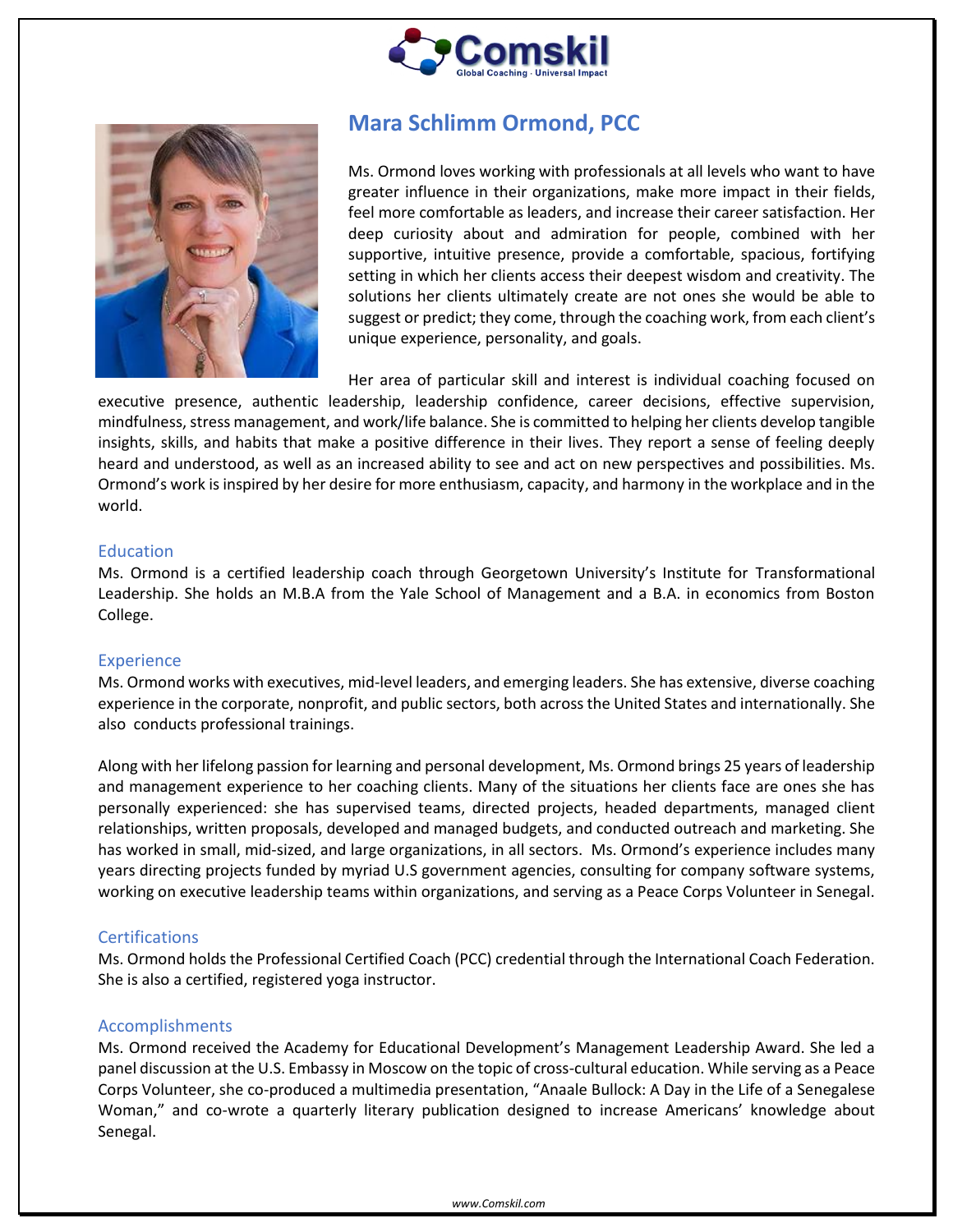# Mara Schlimm Ormond, PCC

Ms. Ormond loves working with professionals at all levels who want to have greater influence in their organizations, make more impact in their fields, feel more comfortable as leaders, and increase their career satisfaction. Her deep curiosity about and admiration for people, combined with her supportive, intuitive presence, provide a comfortable, spacious, fortifying setting in which her clients access their deepest wisdom and creativity. The solutions her clients ultimately create are not ones she would be able to suggest or predict; they come, through the coaching work, from each client's unique experience, personality, and goals.

Her area of particular skill and interest is individual coaching focused on executive presence, authentic leadership, leadership confidence, career decisions, effective supervision, mindfulness, stress management, and work/life balance. She is committed to helping her clients develop tangible insights, skills, and habits that make a positive difference in their lives. They report a sense of feeling deeply heard and understood, as well as an increased ability to see and act on new perspectives and possibilities. Ms. Ormond's work is inspired by her desire for more enthusiasm, capacity, and harmony in the workplace and in the world.

## Education

Ms. Ormond is a certified leadership coach through Georgetown University's Institute for Transformational Leadership. She holds an M.B.A from the Yale School of Management and a B.A. in economics from Boston College.

## Experience

Ms. Ormond works with executives, mid-level leaders, and emerging leaders. She has extensive, diverse coaching experience in the corporate, nonprofit, and public sectors, both across the United States and internationally. She also conducts professional trainings.

Along with her lifelong passion for learning and personal development, Ms. Ormond brings 25 years of leadership and management experience to her coaching clients. Many of the situations her clients face are ones she has personally experienced: she has supervised teams, directed projects, headed departments, managed client relationships, written proposals, developed and managed budgets, and conducted outreach and marketing. She has worked in small, mid-sized, and large organizations, in all sectors. Ms. Ormond's experience includes many years directing projects funded by myriad U.S government agencies, consulting for company software systems, working on executive leadership teams within organizations, and serving as a Peace Corps Volunteer in Senegal.

## Certifications

Ms. Ormond holds the Professional Certified Coach (PCC) credential through the International Coach Federation. She is also a certified, registered yoga instructor.

## Accomplishments

Ms. Ormond received the Academy for Educational Development's Management Leadership Award. She led a panel discussion at the U.S. Embassy in Moscow on the topic of cross-cultural education. While serving as a Peace Corps Volunteer, she co-produced a multimedia presentation, "Anaale Bullock: A Day in the Life of a Senegalese Woman," and co-wrote a quarterly literary publication designed to increase Americans' knowledge about Senegal.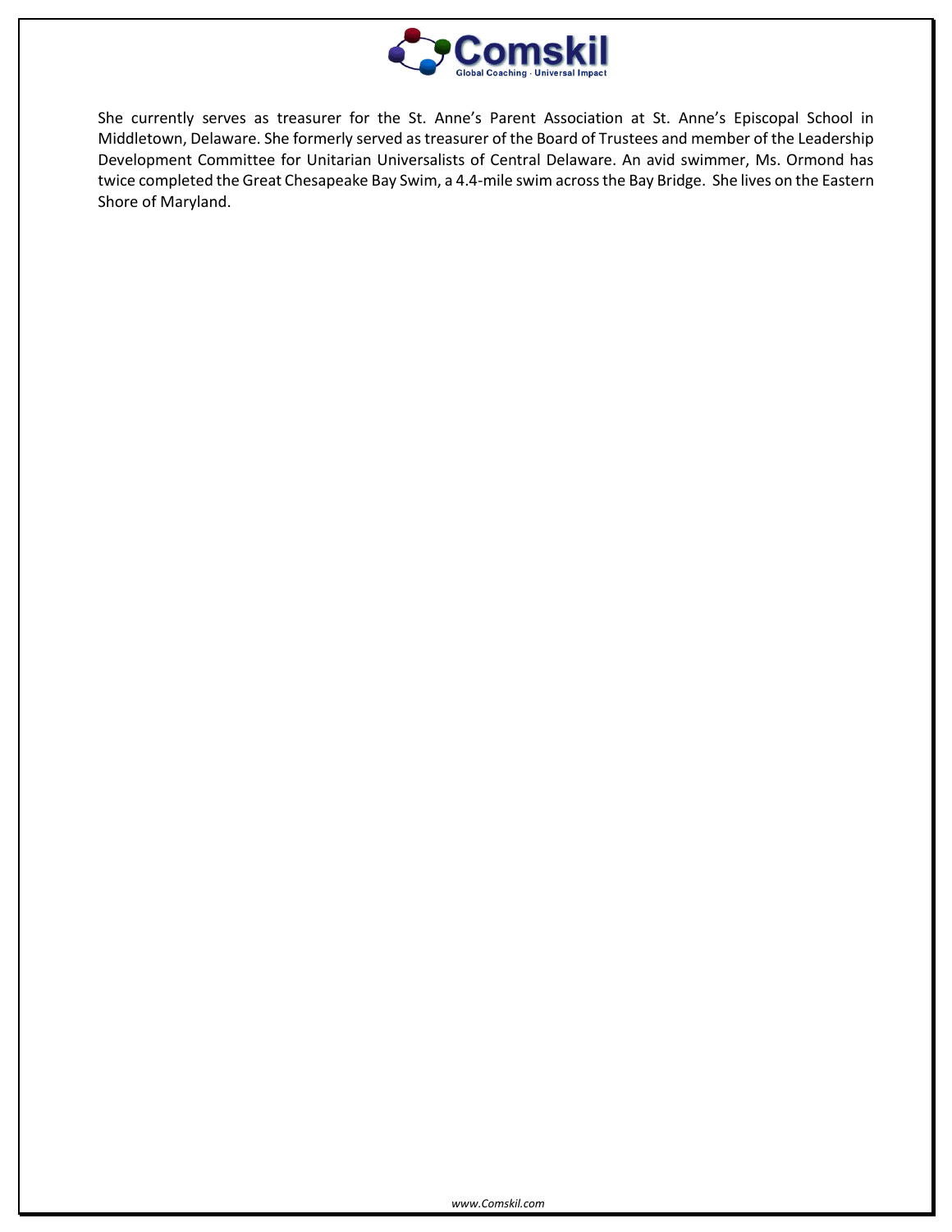She currently serves as treasurer for the St. Anne's Parent Association at St. Anne's Episcopal School in Middletown, Delaware. She formerly served as treasurer of the Board of Trustees and member of the Leadership Development Committee for Unitarian Universalists of Central Delaware. An avid swimmer, Ms. Ormond has twice completed the Great Chesapeake Bay Swim, a 4.4-mile swim across the Bay Bridge. She lives on the Eastern Shore of Maryland.